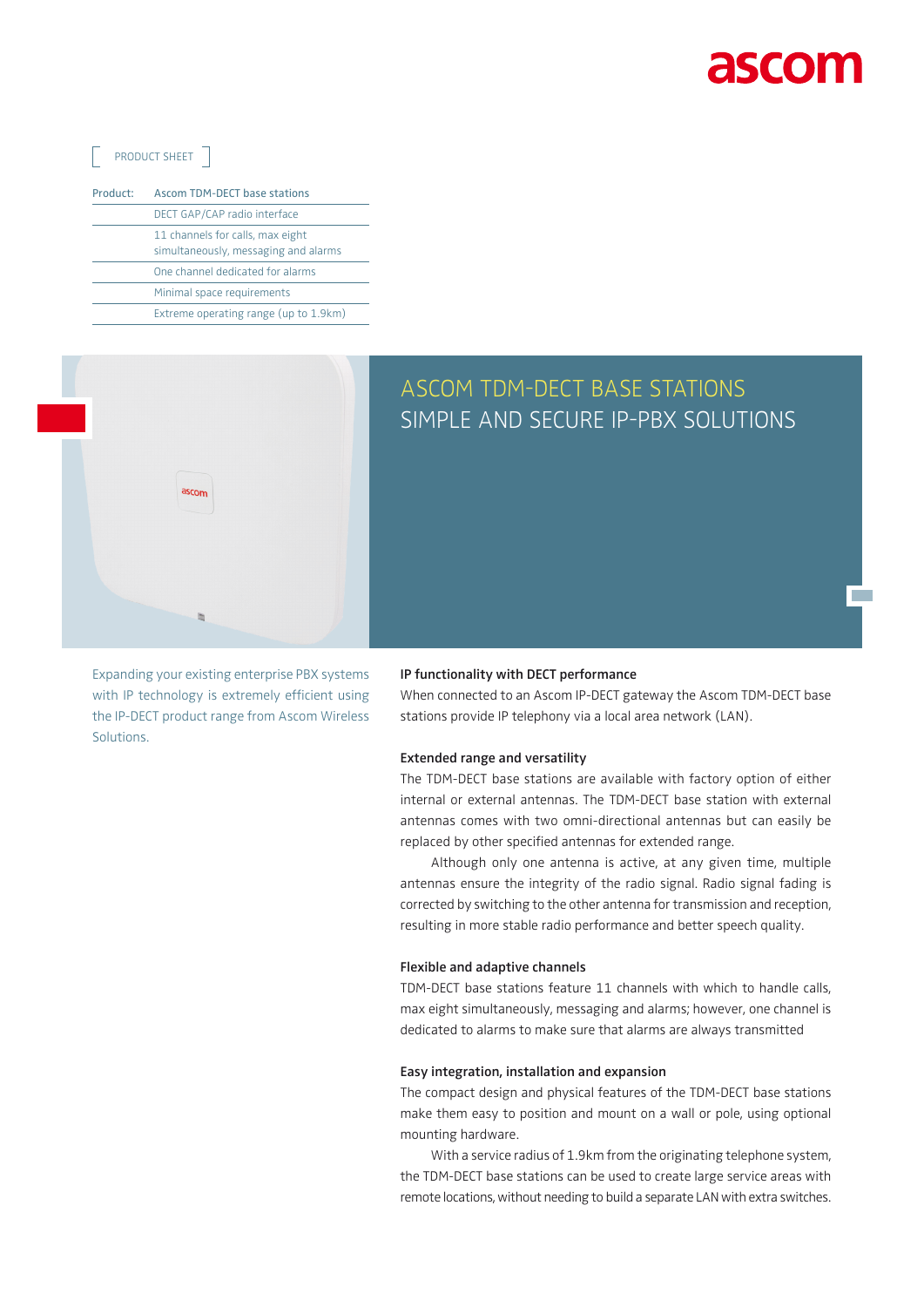PRODUCT SHEET

| Product: | Ascom TDM-DECT base stations |
|---|---|
| | DECT GAP/CAP radio interface |
| | 11 channels for calls, max eight simultaneously, messaging and alarms |
| | One channel dedicated for alarms |
| | Minimal space requirements |
| | Extreme operating range (up to 1.9km) |

# ASCOM TDM-DECT BASE STATIONS
## SIMPLE AND SECURE IP-PBX SOLUTIONS

Expanding your existing enterprise PBX systems with IP technology is extremely efficient using the IP-DECT product range from Ascom Wireless Solutions.

**IP functionality with DECT performance**

When connected to an Ascom IP-DECT gateway the Ascom TDM-DECT base stations provide IP telephony via a local area network (LAN).

**Extended range and versatility**

The TDM-DECT base stations are available with factory option of either internal or external antennas. The TDM-DECT base station with external antennas comes with two omni-directional antennas but can easily be replaced by other specified antennas for extended range.

Although only one antenna is active, at any given time, multiple antennas ensure the integrity of the radio signal. Radio signal fading is corrected by switching to the other antenna for transmission and reception, resulting in more stable radio performance and better speech quality.

**Flexible and adaptive channels**

TDM-DECT base stations feature 11 channels with which to handle calls, max eight simultaneously, messaging and alarms; however, one channel is dedicated to alarms to make sure that alarms are always transmitted

**Easy integration, installation and expansion**

The compact design and physical features of the TDM-DECT base stations make them easy to position and mount on a wall or pole, using optional mounting hardware.

With a service radius of 1.9km from the originating telephone system, the TDM-DECT base stations can be used to create large service areas with remote locations, without needing to build a separate LAN with extra switches.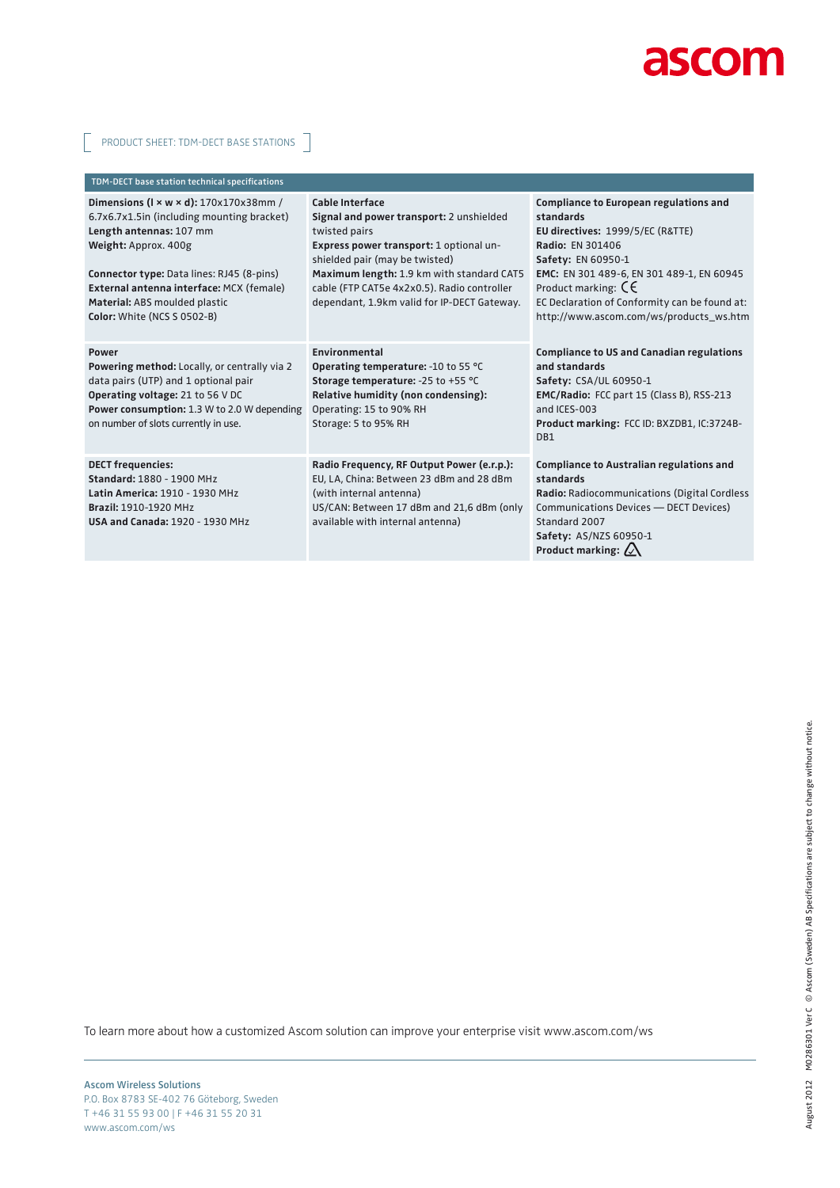PRODUCT SHEET: TDM-DECT BASE STATIONS

| TDM-DECT base station technical specifications | | |
|---|---|---|
| **Dimensions (l × w × d):** 170x170x38mm / 6.7x6.7x1.5in (including mounting bracket)<br>**Length antennas:** 107 mm<br>**Weight:** Approx. 400g<br><br>**Connector type:** Data lines: RJ45 (8-pins)<br>**External antenna interface:** MCX (female)<br>**Material:** ABS moulded plastic<br>**Color:** White (NCS S 0502-B) | **Cable Interface**<br>**Signal and power transport:** 2 unshielded twisted pairs<br>**Express power transport:** 1 optional un-shielded pair (may be twisted)<br>**Maximum length:** 1.9 km with standard CAT5 cable (FTP CAT5e 4x2x0.5). Radio controller dependant, 1.9km valid for IP-DECT Gateway. | **Compliance to European regulations and standards**<br>**EU directives:** 1999/5/EC (R&TTE)<br>**Radio:** EN 301406<br>**Safety:** EN 60950-1<br>**EMC:** EN 301 489-6, EN 301 489-1, EN 60945<br>Product marking: CE<br>EC Declaration of Conformity can be found at: http://www.ascom.com/ws/products_ws.htm |
| **Power**<br>**Powering method:** Locally, or centrally via 2 data pairs (UTP) and 1 optional pair<br>**Operating voltage:** 21 to 56 V DC<br>**Power consumption:** 1.3 W to 2.0 W depending on number of slots currently in use. | **Environmental**<br>**Operating temperature:** -10 to 55 °C<br>**Storage temperature:** -25 to +55 °C<br>**Relative humidity (non condensing):**<br>Operating: 15 to 90% RH<br>Storage: 5 to 95% RH | **Compliance to US and Canadian regulations and standards**<br>**Safety:** CSA/UL 60950-1<br>**EMC/Radio:** FCC part 15 (Class B), RSS-213 and ICES-003<br>**Product marking:** FCC ID: BXZDB1, IC:3724B-DB1 |
| **DECT frequencies:**<br>**Standard:** 1880 - 1900 MHz<br>**Latin America:** 1910 - 1930 MHz<br>**Brazil:** 1910-1920 MHz<br>**USA and Canada:** 1920 - 1930 MHz | **Radio Frequency, RF Output Power (e.r.p.):**<br>EU, LA, China: Between 23 dBm and 28 dBm (with internal antenna)<br>US/CAN: Between 17 dBm and 21,6 dBm (only available with internal antenna) | **Compliance to Australian regulations and standards**<br>**Radio:** Radiocommunications (Digital Cordless Communications Devices — DECT Devices) Standard 2007<br>**Safety:** AS/NZS 60950-1<br>**Product marking:** |

To learn more about how a customized Ascom solution can improve your enterprise visit www.ascom.com/ws

**Ascom Wireless Solutions**
P.O. Box 8783 SE-402 76 Göteborg, Sweden
T +46 31 55 93 00 | F +46 31 55 20 31
www.ascom.com/ws

August 2012 M0286301 Ver C © Ascom (Sweden) AB Specifications are subject to change without notice.